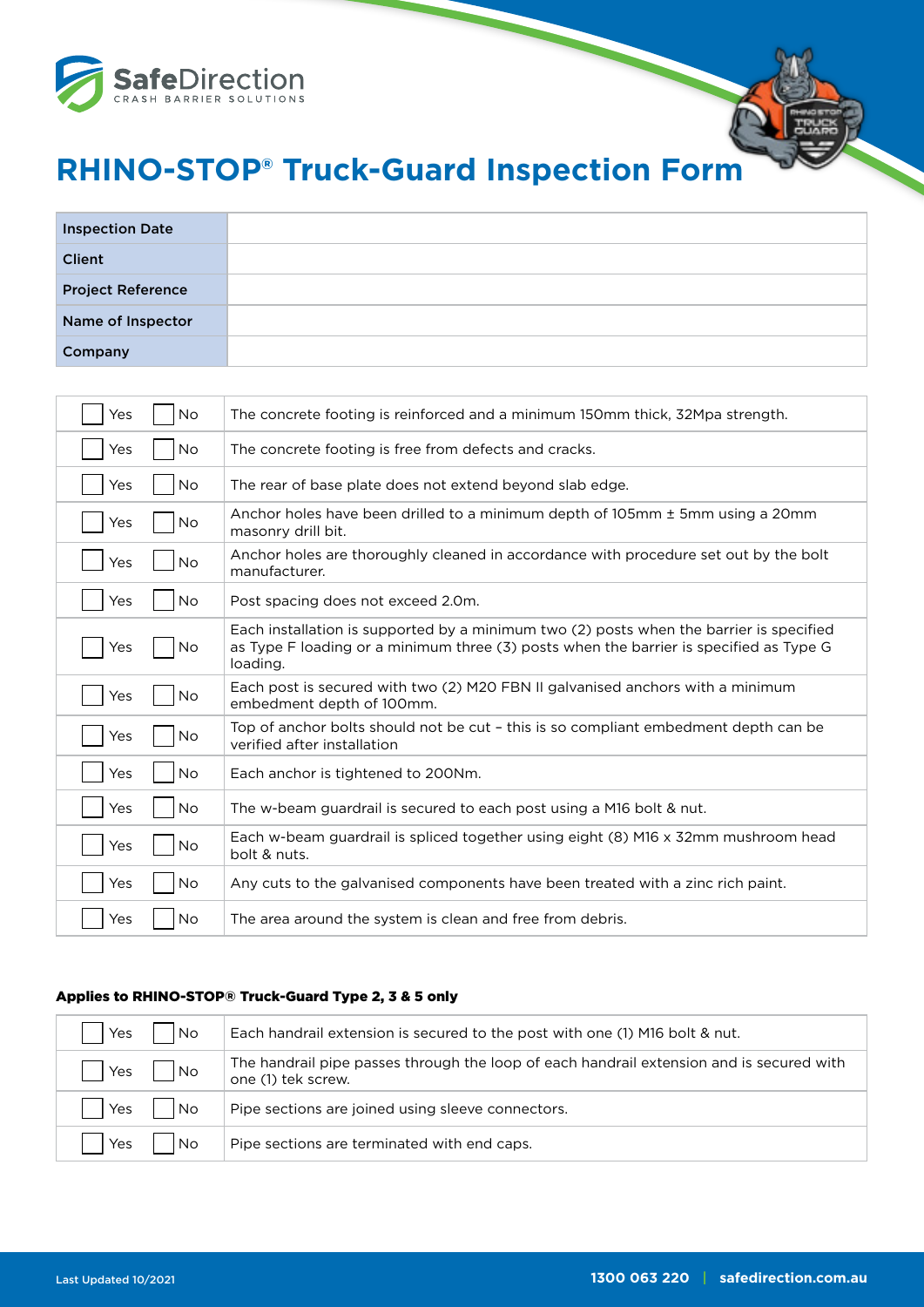SafeDirection
CRASH BARRIER SOLUTIONS

# RHINO-STOP® Truck-Guard Inspection Form

| | |
|---|---|
| **Inspection Date** | |
| **Client** | |
| **Project Reference** | |
| **Name of Inspector** | |
| **Company** | |

| Yes / No | Item |
|---|---|
| ☐ Yes ☐ No | The concrete footing is reinforced and a minimum 150mm thick, 32Mpa strength. |
| ☐ Yes ☐ No | The concrete footing is free from defects and cracks. |
| ☐ Yes ☐ No | The rear of base plate does not extend beyond slab edge. |
| ☐ Yes ☐ No | Anchor holes have been drilled to a minimum depth of 105mm ± 5mm using a 20mm masonry drill bit. |
| ☐ Yes ☐ No | Anchor holes are thoroughly cleaned in accordance with procedure set out by the bolt manufacturer. |
| ☐ Yes ☐ No | Post spacing does not exceed 2.0m. |
| ☐ Yes ☐ No | Each installation is supported by a minimum two (2) posts when the barrier is specified as Type F loading or a minimum three (3) posts when the barrier is specified as Type G loading. |
| ☐ Yes ☐ No | Each post is secured with two (2) M20 FBN II galvanised anchors with a minimum embedment depth of 100mm. |
| ☐ Yes ☐ No | Top of anchor bolts should not be cut - this is so compliant embedment depth can be verified after installation |
| ☐ Yes ☐ No | Each anchor is tightened to 200Nm. |
| ☐ Yes ☐ No | The w-beam guardrail is secured to each post using a M16 bolt & nut. |
| ☐ Yes ☐ No | Each w-beam guardrail is spliced together using eight (8) M16 x 32mm mushroom head bolt & nuts. |
| ☐ Yes ☐ No | Any cuts to the galvanised components have been treated with a zinc rich paint. |
| ☐ Yes ☐ No | The area around the system is clean and free from debris. |

**Applies to RHINO-STOP® Truck-Guard Type 2, 3 & 5 only**

| Yes / No | Item |
|---|---|
| ☐ Yes ☐ No | Each handrail extension is secured to the post with one (1) M16 bolt & nut. |
| ☐ Yes ☐ No | The handrail pipe passes through the loop of each handrail extension and is secured with one (1) tek screw. |
| ☐ Yes ☐ No | Pipe sections are joined using sleeve connectors. |
| ☐ Yes ☐ No | Pipe sections are terminated with end caps. |

Last Updated 10/2021

1300 063 220 | safedirection.com.au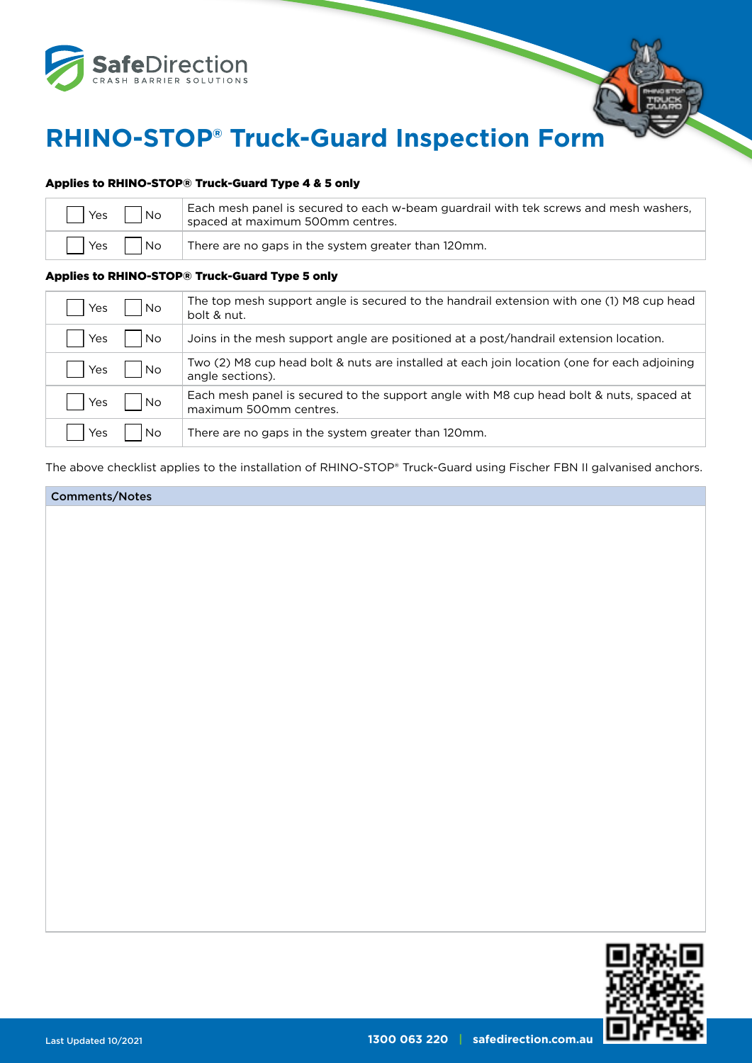# RHINO-STOP® Truck-Guard Inspection Form

**Applies to RHINO-STOP® Truck-Guard Type 4 & 5 only**

| | |
|---|---|
| ☐ Yes ☐ No | Each mesh panel is secured to each w-beam guardrail with tek screws and mesh washers, spaced at maximum 500mm centres. |
| ☐ Yes ☐ No | There are no gaps in the system greater than 120mm. |

**Applies to RHINO-STOP® Truck-Guard Type 5 only**

| | |
|---|---|
| ☐ Yes ☐ No | The top mesh support angle is secured to the handrail extension with one (1) M8 cup head bolt & nut. |
| ☐ Yes ☐ No | Joins in the mesh support angle are positioned at a post/handrail extension location. |
| ☐ Yes ☐ No | Two (2) M8 cup head bolt & nuts are installed at each join location (one for each adjoining angle sections). |
| ☐ Yes ☐ No | Each mesh panel is secured to the support angle with M8 cup head bolt & nuts, spaced at maximum 500mm centres. |
| ☐ Yes ☐ No | There are no gaps in the system greater than 120mm. |

The above checklist applies to the installation of RHINO-STOP® Truck-Guard using Fischer FBN II galvanised anchors.

| Comments/Notes |
|---|
| |

Last Updated 10/2021

1300 063 220 | safedirection.com.au